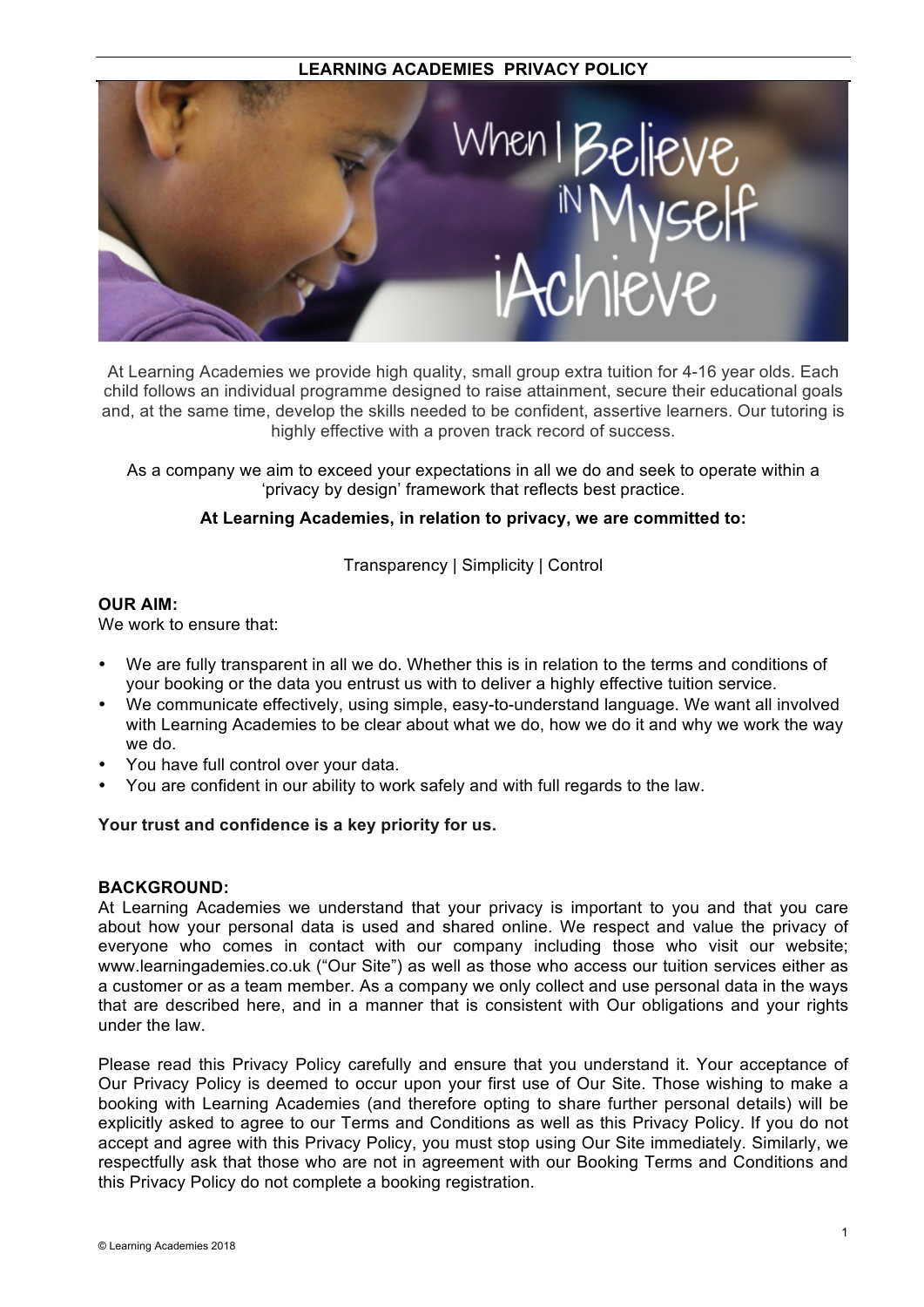# LEARNING ACADEMIES PRIVACY POLICY

At Learning Academies we provide high quality, small group extra tuition for 4-16 year olds. Each child follows an individual programme designed to raise attainment, secure their educational goals and, at the same time, develop the skills needed to be confident, assertive learners. Our tutoring is highly effective with a proven track record of success.

As a company we aim to exceed your expectations in all we do and seek to operate within a 'privacy by design' framework that reflects best practice.

**At Learning Academies, in relation to privacy, we are committed to:**

Transparency | Simplicity | Control

**OUR AIM:**
We work to ensure that:

- We are fully transparent in all we do. Whether this is in relation to the terms and conditions of your booking or the data you entrust us with to deliver a highly effective tuition service.
- We communicate effectively, using simple, easy-to-understand language. We want all involved with Learning Academies to be clear about what we do, how we do it and why we work the way we do.
- You have full control over your data.
- You are confident in our ability to work safely and with full regards to the law.

**Your trust and confidence is a key priority for us.**

**BACKGROUND:**
At Learning Academies we understand that your privacy is important to you and that you care about how your personal data is used and shared online. We respect and value the privacy of everyone who comes in contact with our company including those who visit our website; www.learningademies.co.uk ("Our Site") as well as those who access our tuition services either as a customer or as a team member. As a company we only collect and use personal data in the ways that are described here, and in a manner that is consistent with Our obligations and your rights under the law.

Please read this Privacy Policy carefully and ensure that you understand it. Your acceptance of Our Privacy Policy is deemed to occur upon your first use of Our Site. Those wishing to make a booking with Learning Academies (and therefore opting to share further personal details) will be explicitly asked to agree to our Terms and Conditions as well as this Privacy Policy. If you do not accept and agree with this Privacy Policy, you must stop using Our Site immediately. Similarly, we respectfully ask that those who are not in agreement with our Booking Terms and Conditions and this Privacy Policy do not complete a booking registration.

© Learning Academies 2018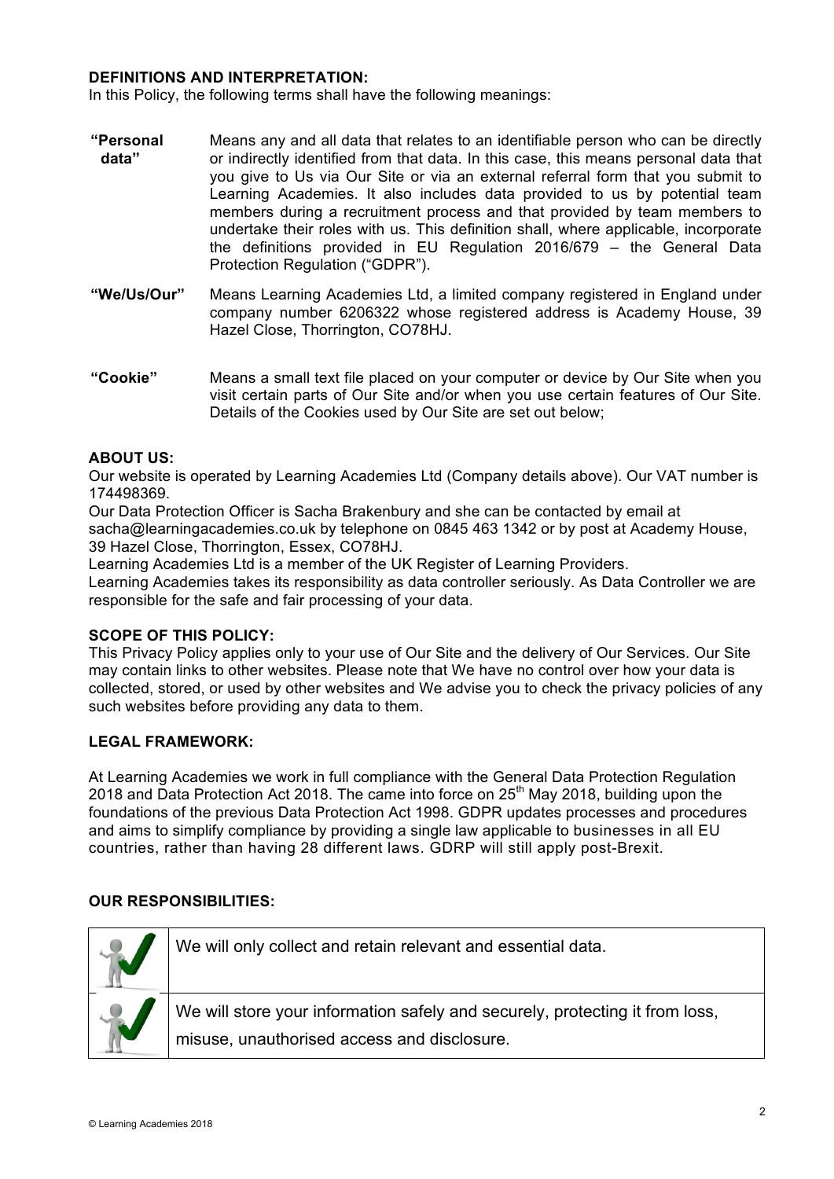## DEFINITIONS AND INTERPRETATION:

In this Policy, the following terms shall have the following meanings:

| | |
|---|---|
| **"Personal data"** | Means any and all data that relates to an identifiable person who can be directly or indirectly identified from that data. In this case, this means personal data that you give to Us via Our Site or via an external referral form that you submit to Learning Academies. It also includes data provided to us by potential team members during a recruitment process and that provided by team members to undertake their roles with us. This definition shall, where applicable, incorporate the definitions provided in EU Regulation 2016/679 – the General Data Protection Regulation ("GDPR"). |
| **"We/Us/Our"** | Means Learning Academies Ltd, a limited company registered in England under company number 6206322 whose registered address is Academy House, 39 Hazel Close, Thorrington, CO78HJ. |
| **"Cookie"** | Means a small text file placed on your computer or device by Our Site when you visit certain parts of Our Site and/or when you use certain features of Our Site. Details of the Cookies used by Our Site are set out below; |

## ABOUT US:

Our website is operated by Learning Academies Ltd (Company details above). Our VAT number is 174498369.

Our Data Protection Officer is Sacha Brakenbury and she can be contacted by email at sacha@learningacademies.co.uk by telephone on 0845 463 1342 or by post at Academy House, 39 Hazel Close, Thorrington, Essex, CO78HJ.

Learning Academies Ltd is a member of the UK Register of Learning Providers.

Learning Academies takes its responsibility as data controller seriously. As Data Controller we are responsible for the safe and fair processing of your data.

## SCOPE OF THIS POLICY:

This Privacy Policy applies only to your use of Our Site and the delivery of Our Services. Our Site may contain links to other websites. Please note that We have no control over how your data is collected, stored, or used by other websites and We advise you to check the privacy policies of any such websites before providing any data to them.

## LEGAL FRAMEWORK:

At Learning Academies we work in full compliance with the General Data Protection Regulation 2018 and Data Protection Act 2018. The came into force on 25th May 2018, building upon the foundations of the previous Data Protection Act 1998. GDPR updates processes and procedures and aims to simplify compliance by providing a single law applicable to businesses in all EU countries, rather than having 28 different laws. GDRP will still apply post-Brexit.

## OUR RESPONSIBILITIES:

| | |
|---|---|
| ✓ | We will only collect and retain relevant and essential data. |
| ✓ | We will store your information safely and securely, protecting it from loss, misuse, unauthorised access and disclosure. |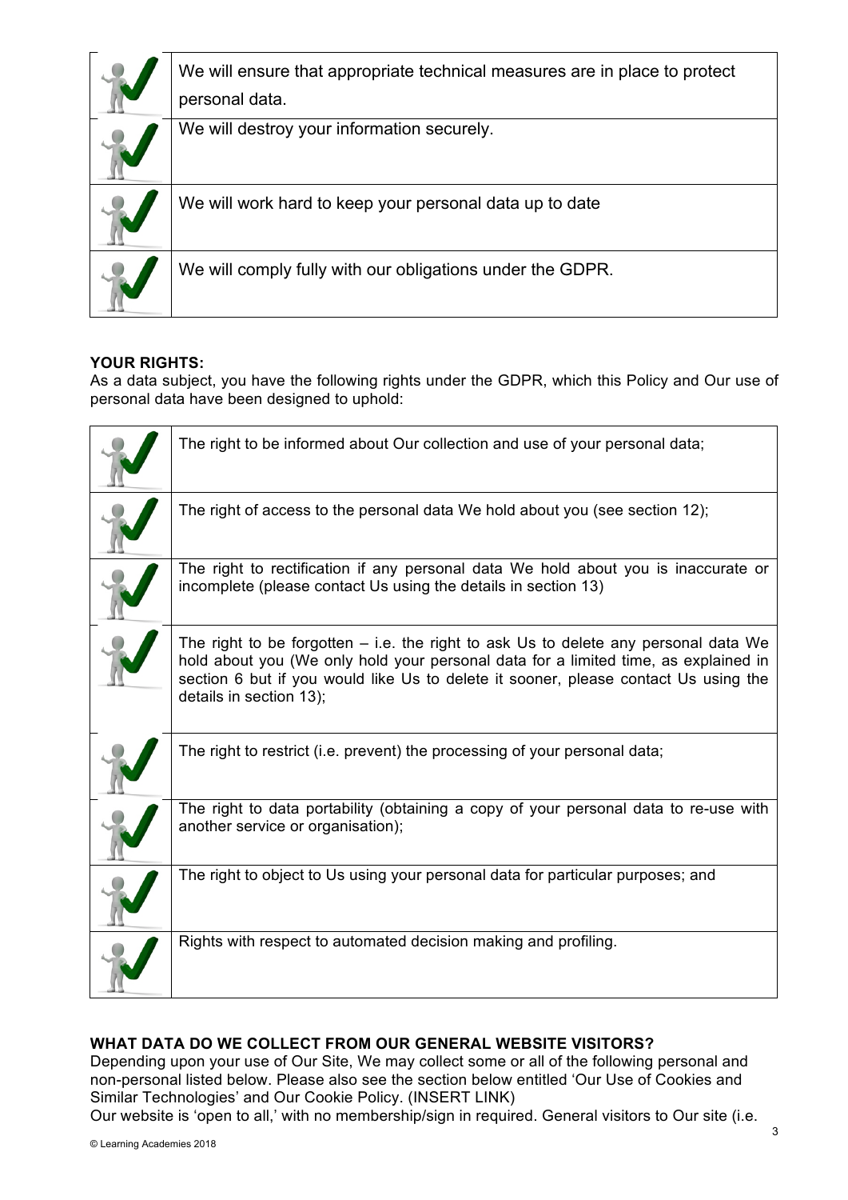| | |
|---|---|
| | We will ensure that appropriate technical measures are in place to protect personal data. |
| | We will destroy your information securely. |
| | We will work hard to keep your personal data up to date |
| | We will comply fully with our obligations under the GDPR. |

**YOUR RIGHTS:**
As a data subject, you have the following rights under the GDPR, which this Policy and Our use of personal data have been designed to uphold:

| | |
|---|---|
| | The right to be informed about Our collection and use of your personal data; |
| | The right of access to the personal data We hold about you (see section 12); |
| | The right to rectification if any personal data We hold about you is inaccurate or incomplete (please contact Us using the details in section 13) |
| | The right to be forgotten – i.e. the right to ask Us to delete any personal data We hold about you (We only hold your personal data for a limited time, as explained in section 6 but if you would like Us to delete it sooner, please contact Us using the details in section 13); |
| | The right to restrict (i.e. prevent) the processing of your personal data; |
| | The right to data portability (obtaining a copy of your personal data to re-use with another service or organisation); |
| | The right to object to Us using your personal data for particular purposes; and |
| | Rights with respect to automated decision making and profiling. |

**WHAT DATA DO WE COLLECT FROM OUR GENERAL WEBSITE VISITORS?**
Depending upon your use of Our Site, We may collect some or all of the following personal and non-personal listed below. Please also see the section below entitled 'Our Use of Cookies and Similar Technologies' and Our Cookie Policy. (INSERT LINK)
Our website is 'open to all,' with no membership/sign in required. General visitors to Our site (i.e.

© Learning Academies 2018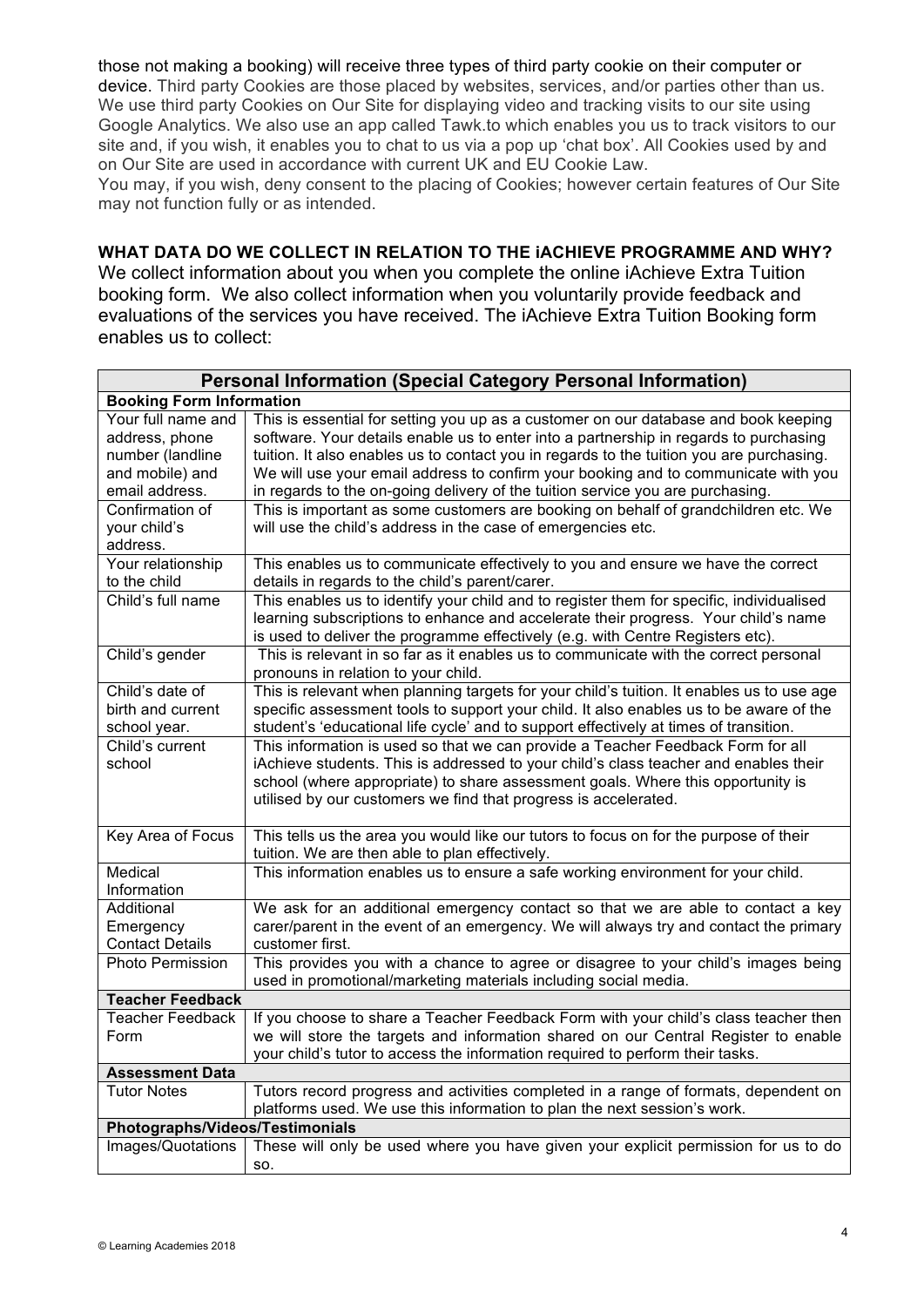those not making a booking) will receive three types of third party cookie on their computer or device. Third party Cookies are those placed by websites, services, and/or parties other than us. We use third party Cookies on Our Site for displaying video and tracking visits to our site using Google Analytics. We also use an app called Tawk.to which enables you us to track visitors to our site and, if you wish, it enables you to chat to us via a pop up 'chat box'. All Cookies used by and on Our Site are used in accordance with current UK and EU Cookie Law.

You may, if you wish, deny consent to the placing of Cookies; however certain features of Our Site may not function fully or as intended.

**WHAT DATA DO WE COLLECT IN RELATION TO THE iACHIEVE PROGRAMME AND WHY?**

We collect information about you when you complete the online iAchieve Extra Tuition booking form. We also collect information when you voluntarily provide feedback and evaluations of the services you have received. The iAchieve Extra Tuition Booking form enables us to collect:

| **Personal Information (Special Category Personal Information)** | |
|---|---|
| **Booking Form Information** | |
| Your full name and address, phone number (landline and mobile) and email address. | This is essential for setting you up as a customer on our database and book keeping software. Your details enable us to enter into a partnership in regards to purchasing tuition. It also enables us to contact you in regards to the tuition you are purchasing. We will use your email address to confirm your booking and to communicate with you in regards to the on-going delivery of the tuition service you are purchasing. |
| Confirmation of your child's address. | This is important as some customers are booking on behalf of grandchildren etc. We will use the child's address in the case of emergencies etc. |
| Your relationship to the child | This enables us to communicate effectively to you and ensure we have the correct details in regards to the child's parent/carer. |
| Child's full name | This enables us to identify your child and to register them for specific, individualised learning subscriptions to enhance and accelerate their progress. Your child's name is used to deliver the programme effectively (e.g. with Centre Registers etc). |
| Child's gender | This is relevant in so far as it enables us to communicate with the correct personal pronouns in relation to your child. |
| Child's date of birth and current school year. | This is relevant when planning targets for your child's tuition. It enables us to use age specific assessment tools to support your child. It also enables us to be aware of the student's 'educational life cycle' and to support effectively at times of transition. |
| Child's current school | This information is used so that we can provide a Teacher Feedback Form for all iAchieve students. This is addressed to your child's class teacher and enables their school (where appropriate) to share assessment goals. Where this opportunity is utilised by our customers we find that progress is accelerated. |
| Key Area of Focus | This tells us the area you would like our tutors to focus on for the purpose of their tuition. We are then able to plan effectively. |
| Medical Information | This information enables us to ensure a safe working environment for your child. |
| Additional Emergency Contact Details | We ask for an additional emergency contact so that we are able to contact a key carer/parent in the event of an emergency. We will always try and contact the primary customer first. |
| Photo Permission | This provides you with a chance to agree or disagree to your child's images being used in promotional/marketing materials including social media. |
| **Teacher Feedback** | |
| Teacher Feedback Form | If you choose to share a Teacher Feedback Form with your child's class teacher then we will store the targets and information shared on our Central Register to enable your child's tutor to access the information required to perform their tasks. |
| **Assessment Data** | |
| Tutor Notes | Tutors record progress and activities completed in a range of formats, dependent on platforms used. We use this information to plan the next session's work. |
| **Photographs/Videos/Testimonials** | |
| Images/Quotations | These will only be used where you have given your explicit permission for us to do so. |

© Learning Academies 2018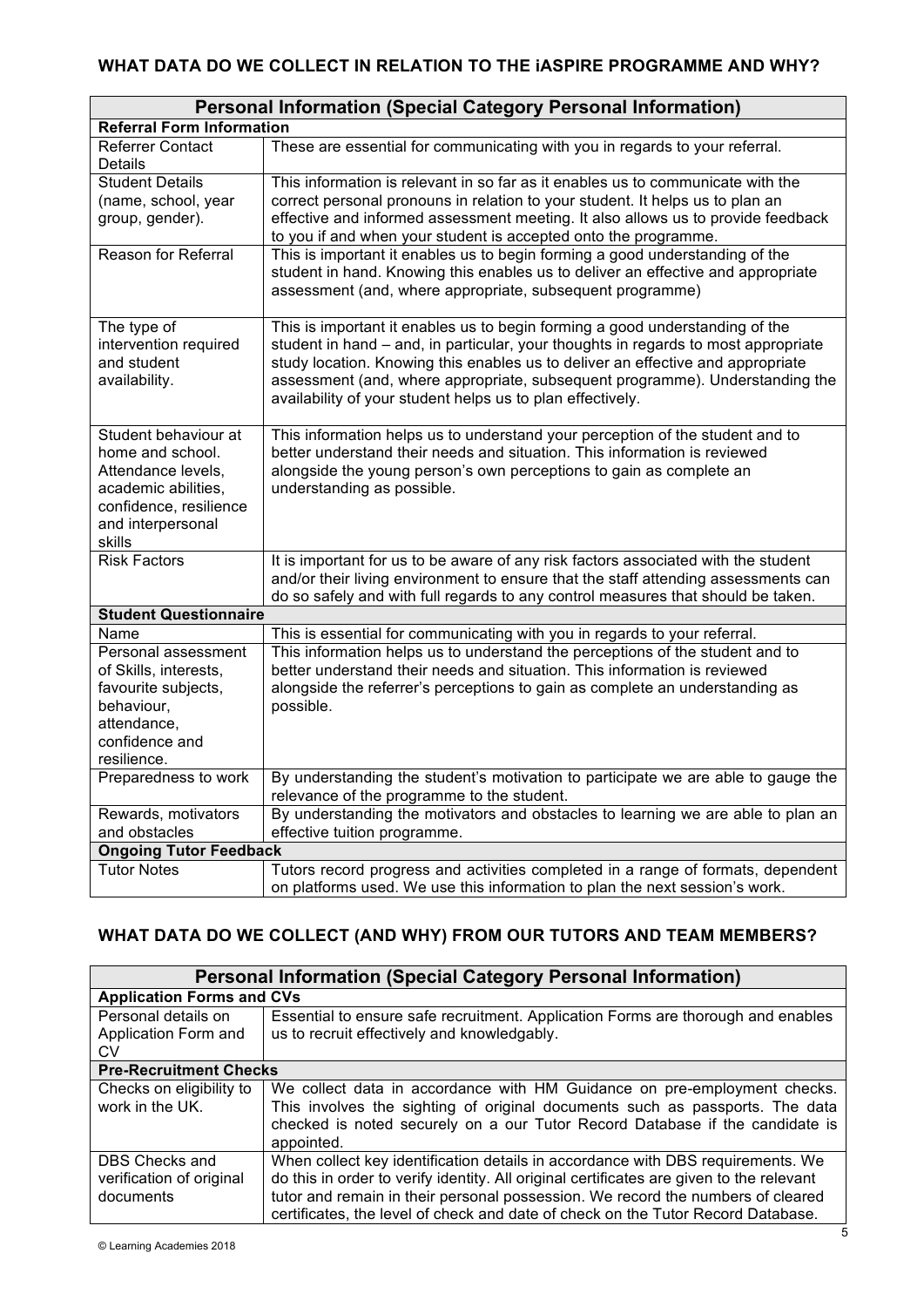## WHAT DATA DO WE COLLECT IN RELATION TO THE iASPIRE PROGRAMME AND WHY?

| Personal Information (Special Category Personal Information) | |
|---|---|
| **Referral Form Information** | |
| Referrer Contact Details | These are essential for communicating with you in regards to your referral. |
| Student Details (name, school, year group, gender). | This information is relevant in so far as it enables us to communicate with the correct personal pronouns in relation to your student. It helps us to plan an effective and informed assessment meeting. It also allows us to provide feedback to you if and when your student is accepted onto the programme. |
| Reason for Referral | This is important it enables us to begin forming a good understanding of the student in hand. Knowing this enables us to deliver an effective and appropriate assessment (and, where appropriate, subsequent programme) |
| The type of intervention required and student availability. | This is important it enables us to begin forming a good understanding of the student in hand – and, in particular, your thoughts in regards to most appropriate study location. Knowing this enables us to deliver an effective and appropriate assessment (and, where appropriate, subsequent programme). Understanding the availability of your student helps us to plan effectively. |
| Student behaviour at home and school. Attendance levels, academic abilities, confidence, resilience and interpersonal skills | This information helps us to understand your perception of the student and to better understand their needs and situation. This information is reviewed alongside the young person's own perceptions to gain as complete an understanding as possible. |
| Risk Factors | It is important for us to be aware of any risk factors associated with the student and/or their living environment to ensure that the staff attending assessments can do so safely and with full regards to any control measures that should be taken. |
| **Student Questionnaire** | |
| Name | This is essential for communicating with you in regards to your referral. |
| Personal assessment of Skills, interests, favourite subjects, behaviour, attendance, confidence and resilience. | This information helps us to understand the perceptions of the student and to better understand their needs and situation. This information is reviewed alongside the referrer's perceptions to gain as complete an understanding as possible. |
| Preparedness to work | By understanding the student's motivation to participate we are able to gauge the relevance of the programme to the student. |
| Rewards, motivators and obstacles | By understanding the motivators and obstacles to learning we are able to plan an effective tuition programme. |
| **Ongoing Tutor Feedback** | |
| Tutor Notes | Tutors record progress and activities completed in a range of formats, dependent on platforms used. We use this information to plan the next session's work. |

## WHAT DATA DO WE COLLECT (AND WHY) FROM OUR TUTORS AND TEAM MEMBERS?

| Personal Information (Special Category Personal Information) | |
|---|---|
| **Application Forms and CVs** | |
| Personal details on Application Form and CV | Essential to ensure safe recruitment. Application Forms are thorough and enables us to recruit effectively and knowledgably. |
| **Pre-Recruitment Checks** | |
| Checks on eligibility to work in the UK. | We collect data in accordance with HM Guidance on pre-employment checks. This involves the sighting of original documents such as passports. The data checked is noted securely on a our Tutor Record Database if the candidate is appointed. |
| DBS Checks and verification of original documents | When collect key identification details in accordance with DBS requirements. We do this in order to verify identity. All original certificates are given to the relevant tutor and remain in their personal possession. We record the numbers of cleared certificates, the level of check and date of check on the Tutor Record Database. |

© Learning Academies 2018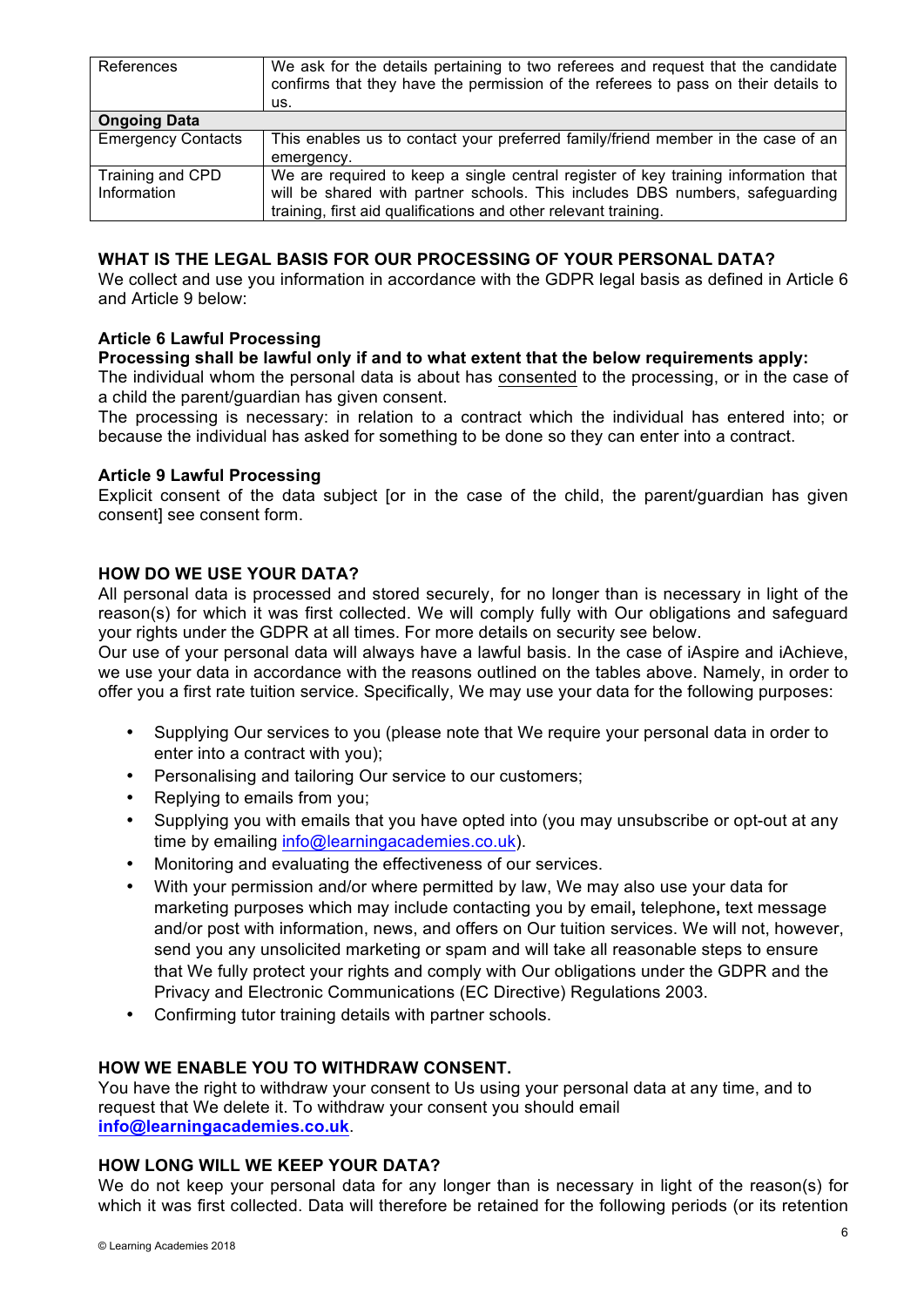| References | We ask for the details pertaining to two referees and request that the candidate confirms that they have the permission of the referees to pass on their details to us. |
|---|---|
| **Ongoing Data** | |
| Emergency Contacts | This enables us to contact your preferred family/friend member in the case of an emergency. |
| Training and CPD Information | We are required to keep a single central register of key training information that will be shared with partner schools. This includes DBS numbers, safeguarding training, first aid qualifications and other relevant training. |

### WHAT IS THE LEGAL BASIS FOR OUR PROCESSING OF YOUR PERSONAL DATA?

We collect and use you information in accordance with the GDPR legal basis as defined in Article 6 and Article 9 below:

**Article 6 Lawful Processing**

**Processing shall be lawful only if and to what extent that the below requirements apply:**

The individual whom the personal data is about has consented to the processing, or in the case of a child the parent/guardian has given consent.

The processing is necessary: in relation to a contract which the individual has entered into; or because the individual has asked for something to be done so they can enter into a contract.

**Article 9 Lawful Processing**

Explicit consent of the data subject [or in the case of the child, the parent/guardian has given consent] see consent form.

### HOW DO WE USE YOUR DATA?

All personal data is processed and stored securely, for no longer than is necessary in light of the reason(s) for which it was first collected. We will comply fully with Our obligations and safeguard your rights under the GDPR at all times. For more details on security see below.

Our use of your personal data will always have a lawful basis. In the case of iAspire and iAchieve, we use your data in accordance with the reasons outlined on the tables above. Namely, in order to offer you a first rate tuition service. Specifically, We may use your data for the following purposes:

- Supplying Our services to you (please note that We require your personal data in order to enter into a contract with you);
- Personalising and tailoring Our service to our customers;
- Replying to emails from you;
- Supplying you with emails that you have opted into (you may unsubscribe or opt-out at any time by emailing info@learningacademies.co.uk).
- Monitoring and evaluating the effectiveness of our services.
- With your permission and/or where permitted by law, We may also use your data for marketing purposes which may include contacting you by email**,** telephone**,** text message and/or post with information, news, and offers on Our tuition services. We will not, however, send you any unsolicited marketing or spam and will take all reasonable steps to ensure that We fully protect your rights and comply with Our obligations under the GDPR and the Privacy and Electronic Communications (EC Directive) Regulations 2003.
- Confirming tutor training details with partner schools.

### HOW WE ENABLE YOU TO WITHDRAW CONSENT.

You have the right to withdraw your consent to Us using your personal data at any time, and to request that We delete it. To withdraw your consent you should email **info@learningacademies.co.uk**.

### HOW LONG WILL WE KEEP YOUR DATA?

We do not keep your personal data for any longer than is necessary in light of the reason(s) for which it was first collected. Data will therefore be retained for the following periods (or its retention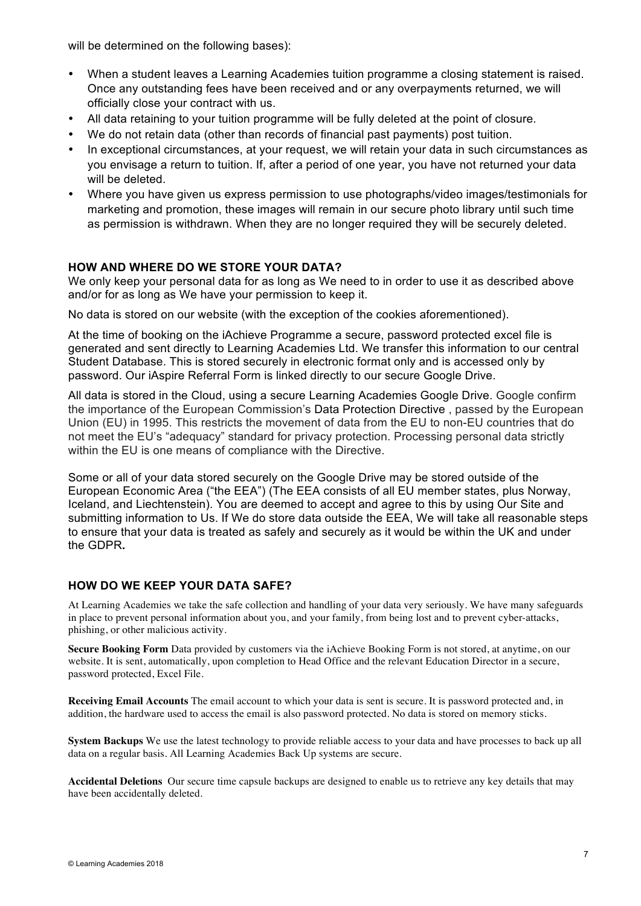will be determined on the following bases):

- When a student leaves a Learning Academies tuition programme a closing statement is raised. Once any outstanding fees have been received and or any overpayments returned, we will officially close your contract with us.
- All data retaining to your tuition programme will be fully deleted at the point of closure.
- We do not retain data (other than records of financial past payments) post tuition.
- In exceptional circumstances, at your request, we will retain your data in such circumstances as you envisage a return to tuition. If, after a period of one year, you have not returned your data will be deleted.
- Where you have given us express permission to use photographs/video images/testimonials for marketing and promotion, these images will remain in our secure photo library until such time as permission is withdrawn. When they are no longer required they will be securely deleted.

### HOW AND WHERE DO WE STORE YOUR DATA?

We only keep your personal data for as long as We need to in order to use it as described above and/or for as long as We have your permission to keep it.

No data is stored on our website (with the exception of the cookies aforementioned).

At the time of booking on the iAchieve Programme a secure, password protected excel file is generated and sent directly to Learning Academies Ltd. We transfer this information to our central Student Database. This is stored securely in electronic format only and is accessed only by password. Our iAspire Referral Form is linked directly to our secure Google Drive.

All data is stored in the Cloud, using a secure Learning Academies Google Drive. Google confirm the importance of the European Commission's Data Protection Directive , passed by the European Union (EU) in 1995. This restricts the movement of data from the EU to non-EU countries that do not meet the EU's "adequacy" standard for privacy protection. Processing personal data strictly within the EU is one means of compliance with the Directive.

Some or all of your data stored securely on the Google Drive may be stored outside of the European Economic Area ("the EEA") (The EEA consists of all EU member states, plus Norway, Iceland, and Liechtenstein). You are deemed to accept and agree to this by using Our Site and submitting information to Us. If We do store data outside the EEA, We will take all reasonable steps to ensure that your data is treated as safely and securely as it would be within the UK and under the GDPR**.**

### HOW DO WE KEEP YOUR DATA SAFE?

At Learning Academies we take the safe collection and handling of your data very seriously. We have many safeguards in place to prevent personal information about you, and your family, from being lost and to prevent cyber-attacks, phishing, or other malicious activity.

**Secure Booking Form** Data provided by customers via the iAchieve Booking Form is not stored, at anytime, on our website. It is sent, automatically, upon completion to Head Office and the relevant Education Director in a secure, password protected, Excel File.

**Receiving Email Accounts** The email account to which your data is sent is secure. It is password protected and, in addition, the hardware used to access the email is also password protected. No data is stored on memory sticks.

**System Backups** We use the latest technology to provide reliable access to your data and have processes to back up all data on a regular basis. All Learning Academies Back Up systems are secure.

**Accidental Deletions** Our secure time capsule backups are designed to enable us to retrieve any key details that may have been accidentally deleted.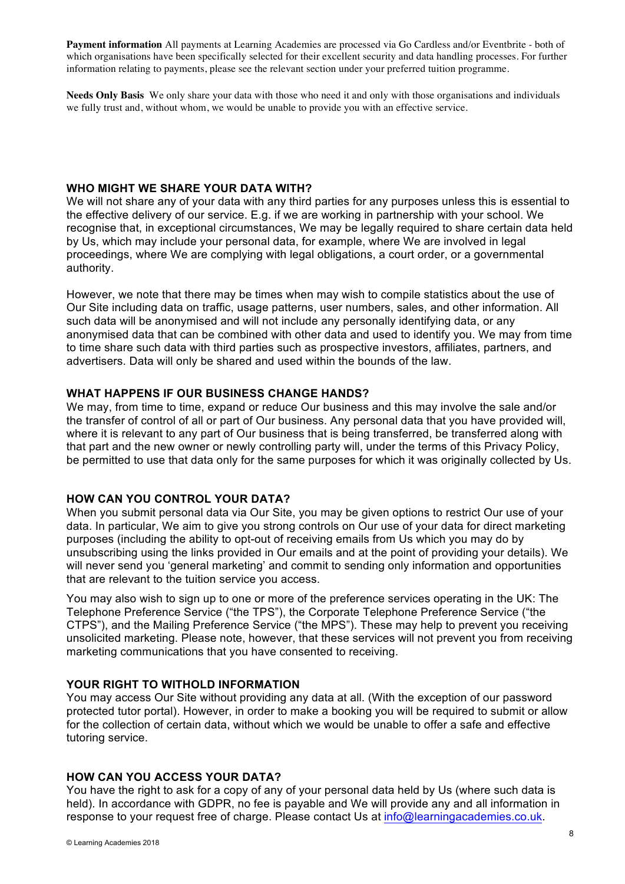**Payment information** All payments at Learning Academies are processed via Go Cardless and/or Eventbrite - both of which organisations have been specifically selected for their excellent security and data handling processes. For further information relating to payments, please see the relevant section under your preferred tuition programme.

**Needs Only Basis** We only share your data with those who need it and only with those organisations and individuals we fully trust and, without whom, we would be unable to provide you with an effective service.

### WHO MIGHT WE SHARE YOUR DATA WITH?

We will not share any of your data with any third parties for any purposes unless this is essential to the effective delivery of our service. E.g. if we are working in partnership with your school. We recognise that, in exceptional circumstances, We may be legally required to share certain data held by Us, which may include your personal data, for example, where We are involved in legal proceedings, where We are complying with legal obligations, a court order, or a governmental authority.

However, we note that there may be times when may wish to compile statistics about the use of Our Site including data on traffic, usage patterns, user numbers, sales, and other information. All such data will be anonymised and will not include any personally identifying data, or any anonymised data that can be combined with other data and used to identify you. We may from time to time share such data with third parties such as prospective investors, affiliates, partners, and advertisers. Data will only be shared and used within the bounds of the law.

### WHAT HAPPENS IF OUR BUSINESS CHANGE HANDS?

We may, from time to time, expand or reduce Our business and this may involve the sale and/or the transfer of control of all or part of Our business. Any personal data that you have provided will, where it is relevant to any part of Our business that is being transferred, be transferred along with that part and the new owner or newly controlling party will, under the terms of this Privacy Policy, be permitted to use that data only for the same purposes for which it was originally collected by Us.

### HOW CAN YOU CONTROL YOUR DATA?

When you submit personal data via Our Site, you may be given options to restrict Our use of your data. In particular, We aim to give you strong controls on Our use of your data for direct marketing purposes (including the ability to opt-out of receiving emails from Us which you may do by unsubscribing using the links provided in Our emails and at the point of providing your details). We will never send you 'general marketing' and commit to sending only information and opportunities that are relevant to the tuition service you access.

You may also wish to sign up to one or more of the preference services operating in the UK: The Telephone Preference Service ("the TPS"), the Corporate Telephone Preference Service ("the CTPS"), and the Mailing Preference Service ("the MPS"). These may help to prevent you receiving unsolicited marketing. Please note, however, that these services will not prevent you from receiving marketing communications that you have consented to receiving.

### YOUR RIGHT TO WITHOLD INFORMATION

You may access Our Site without providing any data at all. (With the exception of our password protected tutor portal). However, in order to make a booking you will be required to submit or allow for the collection of certain data, without which we would be unable to offer a safe and effective tutoring service.

### HOW CAN YOU ACCESS YOUR DATA?

You have the right to ask for a copy of any of your personal data held by Us (where such data is held). In accordance with GDPR, no fee is payable and We will provide any and all information in response to your request free of charge. Please contact Us at info@learningacademies.co.uk.

© Learning Academies 2018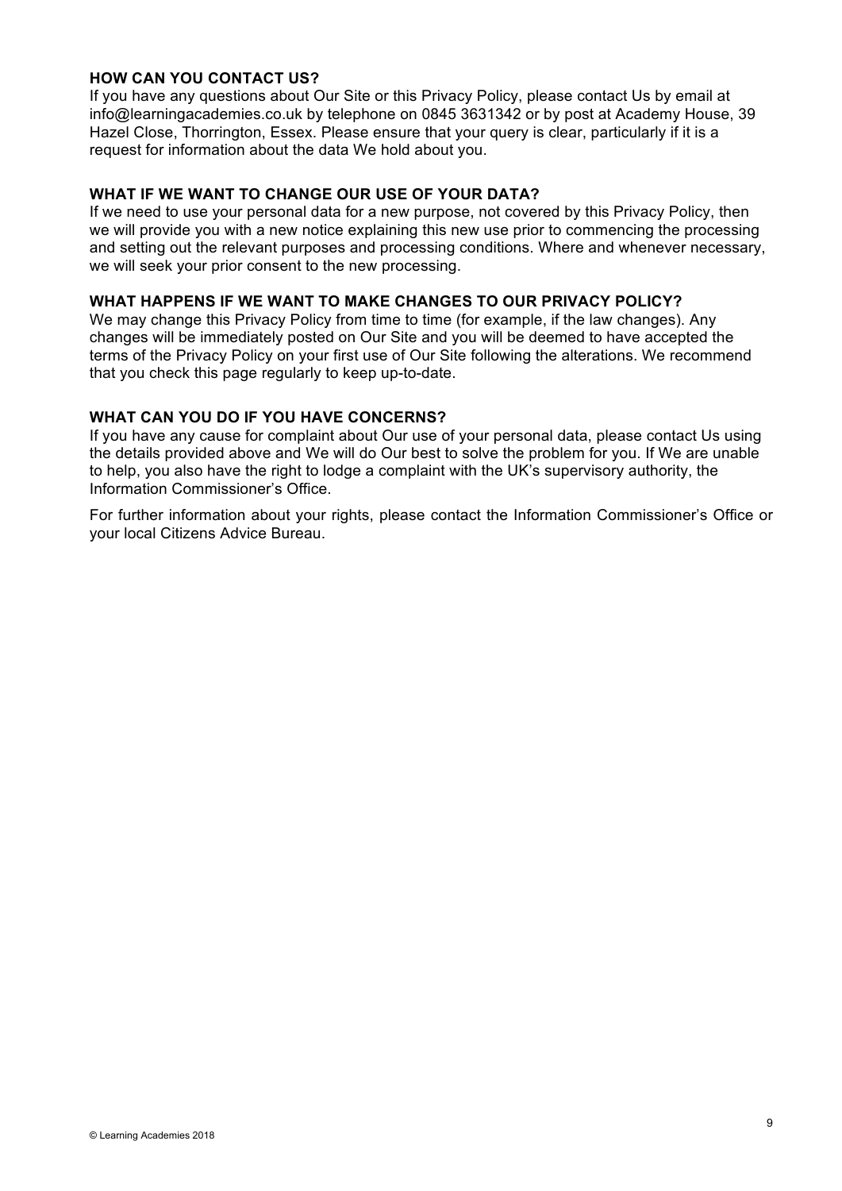## HOW CAN YOU CONTACT US?

If you have any questions about Our Site or this Privacy Policy, please contact Us by email at info@learningacademies.co.uk by telephone on 0845 3631342 or by post at Academy House, 39 Hazel Close, Thorrington, Essex. Please ensure that your query is clear, particularly if it is a request for information about the data We hold about you.

## WHAT IF WE WANT TO CHANGE OUR USE OF YOUR DATA?

If we need to use your personal data for a new purpose, not covered by this Privacy Policy, then we will provide you with a new notice explaining this new use prior to commencing the processing and setting out the relevant purposes and processing conditions. Where and whenever necessary, we will seek your prior consent to the new processing.

## WHAT HAPPENS IF WE WANT TO MAKE CHANGES TO OUR PRIVACY POLICY?

We may change this Privacy Policy from time to time (for example, if the law changes). Any changes will be immediately posted on Our Site and you will be deemed to have accepted the terms of the Privacy Policy on your first use of Our Site following the alterations. We recommend that you check this page regularly to keep up-to-date.

## WHAT CAN YOU DO IF YOU HAVE CONCERNS?

If you have any cause for complaint about Our use of your personal data, please contact Us using the details provided above and We will do Our best to solve the problem for you. If We are unable to help, you also have the right to lodge a complaint with the UK's supervisory authority, the Information Commissioner's Office.

For further information about your rights, please contact the Information Commissioner's Office or your local Citizens Advice Bureau.